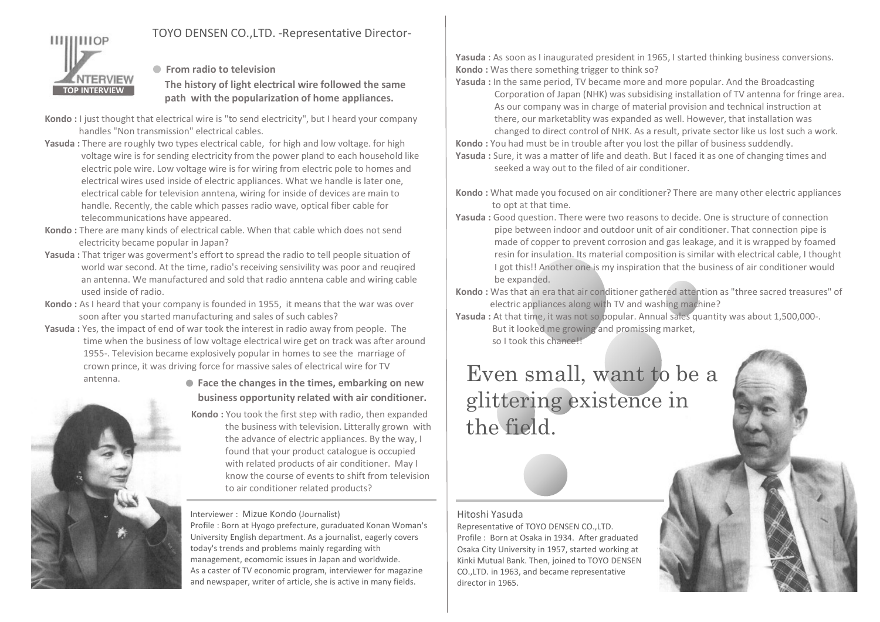TOP INTERVIEW

# TOYO DENSEN CO.,LTD. -Representative Director-

## From radio to television

**The history of light electrical wire followed the same path with the popularization of home appliances.**

**Kondo :** I just thought that electrical wire is "to send electricity", but I heard your company handles "Non transmission" electrical cables.

**Yasuda :** There are roughly two types electrical cable, for high and low voltage. for high voltage wire is for sending electricity from the power pland to each household like electric pole wire. Low voltage wire is for wiring from electric pole to homes and electrical wires used inside of electric appliances. What we handle is later one, electrical cable for television anntena, wiring for inside of devices are main to handle. Recently, the cable which passes radio wave, optical fiber cable for telecommunications have appeared.

**Kondo :** There are many kinds of electrical cable. When that cable which does not send electricity became popular in Japan?

**Yasuda :** That triger was goverment's effort to spread the radio to tell people situation of world war second. At the time, radio's receiving sensivility was poor and reuqired an antenna. We manufactured and sold that radio anntena cable and wiring cable used inside of radio.

**Kondo :** As I heard that your company is founded in 1955, it means that the war was over soon after you started manufacturing and sales of such cables?

**Yasuda :** Yes, the impact of end of war took the interest in radio away from people. The time when the business of low voltage electrical wire get on track was after around 1955-. Television became explosively popular in homes to see the marriage of crown prince, it was driving force for massive sales of electrical wire for TV antenna.

## Face the changes in the times, embarking on new business opportunity related with air conditioner.

**Kondo :** You took the first step with radio, then expanded the business with television. Litterally grown with the advance of electric appliances. By the way, I found that your product catalogue is occupied with related products of air conditioner. May I know the course of events to shift from television to air conditioner related products?

**Yasuda** : As soon as I inaugurated president in 1965, I started thinking business conversions.

**Kondo :** Was there something trigger to think so?

**Yasuda :** In the same period, TV became more and more popular. And the Broadcasting Corporation of Japan (NHK) was subsidising installation of TV antenna for fringe area. As our company was in charge of material provision and technical instruction at there, our marketablity was expanded as well. However, that installation was changed to direct control of NHK. As a result, private sector like us lost such a work.

**Kondo :** You had must be in trouble after you lost the pillar of business suddendly.

**Yasuda :** Sure, it was a matter of life and death. But I faced it as one of changing times and seeked a way out to the filed of air conditioner.

**Kondo :** What made you focused on air conditioner? There are many other electric appliances to opt at that time.

**Yasuda :** Good question. There were two reasons to decide. One is structure of connection pipe between indoor and outdoor unit of air conditioner. That connection pipe is made of copper to prevent corrosion and gas leakage, and it is wrapped by foamed resin for insulation. Its material composition is similar with electrical cable, I thought I got this!! Another one is my inspiration that the business of air conditioner would be expanded.

**Kondo :** Was that an era that air conditioner gathered attention as "three sacred treasures" of electric appliances along with TV and washing machine?

**Yasuda :** At that time, it was not so popular. Annual sales quantity was about 1,500,000-. But it looked me growing and promissing market, so I took this chance!!

## Even small, want to be a glittering existence in the field.

Interviewer : Mizue Kondo (Journalist)
Profile : Born at Hyogo prefecture, guraduated Konan Woman's University English department. As a journalist, eagerly covers today's trends and problems mainly regarding with management, ecomomic issues in Japan and worldwide. As a caster of TV economic program, interviewer for magazine and newspaper, writer of article, she is active in many fields.

Hitoshi Yasuda
Representative of TOYO DENSEN CO.,LTD.
Profile : Born at Osaka in 1934. After graduated Osaka City University in 1957, started working at Kinki Mutual Bank. Then, joined to TOYO DENSEN CO.,LTD. in 1963, and became representative director in 1965.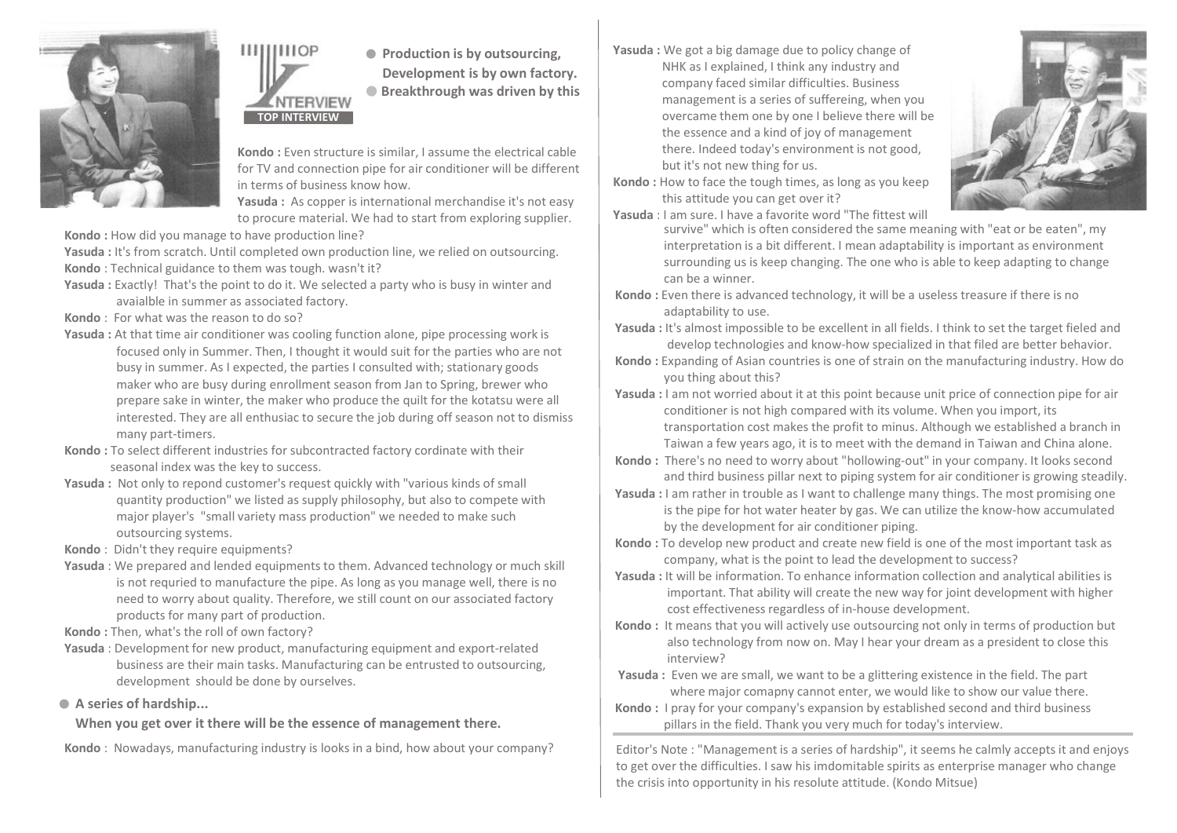TOP INTERVIEW

- **Production is by outsourcing, Development is by own factory.**
- **Breakthrough was driven by this**

**Kondo :** Even structure is similar, I assume the electrical cable for TV and connection pipe for air conditioner will be different in terms of business know how.

**Yasuda :** As copper is international merchandise it's not easy to procure material. We had to start from exploring supplier.

**Kondo :** How did you manage to have production line?

**Yasuda :** It's from scratch. Until completed own production line, we relied on outsourcing.

**Kondo** : Technical guidance to them was tough. wasn't it?

**Yasuda :** Exactly! That's the point to do it. We selected a party who is busy in winter and avaialble in summer as associated factory.

**Kondo** : For what was the reason to do so?

**Yasuda :** At that time air conditioner was cooling function alone, pipe processing work is focused only in Summer. Then, I thought it would suit for the parties who are not busy in summer. As I expected, the parties I consulted with; stationary goods maker who are busy during enrollment season from Jan to Spring, brewer who prepare sake in winter, the maker who produce the quilt for the kotatsu were all interested. They are all enthusiac to secure the job during off season not to dismiss many part-timers.

**Kondo :** To select different industries for subcontracted factory cordinate with their seasonal index was the key to success.

**Yasuda :** Not only to repond customer's request quickly with "various kinds of small quantity production" we listed as supply philosophy, but also to compete with major player's "small variety mass production" we needed to make such outsourcing systems.

**Kondo** : Didn't they require equipments?

**Yasuda** : We prepared and lended equipments to them. Advanced technology or much skill is not requried to manufacture the pipe. As long as you manage well, there is no need to worry about quality. Therefore, we still count on our associated factory products for many part of production.

**Kondo :** Then, what's the roll of own factory?

**Yasuda** : Development for new product, manufacturing equipment and export-related business are their main tasks. Manufacturing can be entrusted to outsourcing, development should be done by ourselves.

- **A series of hardship... When you get over it there will be the essence of management there.**

**Kondo** : Nowadays, manufacturing industry is looks in a bind, how about your company?

**Yasuda :** We got a big damage due to policy change of NHK as I explained, I think any industry and company faced similar difficulties. Business management is a series of suffereing, when you overcame them one by one I believe there will be the essence and a kind of joy of management there. Indeed today's environment is not good, but it's not new thing for us.

**Kondo :** How to face the tough times, as long as you keep this attitude you can get over it?

**Yasuda** : I am sure. I have a favorite word "The fittest will survive" which is often considered the same meaning with "eat or be eaten", my interpretation is a bit different. I mean adaptability is important as environment surrounding us is keep changing. The one who is able to keep adapting to change can be a winner.

**Kondo :** Even there is advanced technology, it will be a useless treasure if there is no adaptability to use.

**Yasuda :** It's almost impossible to be excellent in all fields. I think to set the target fieled and develop technologies and know-how specialized in that filed are better behavior.

**Kondo :** Expanding of Asian countries is one of strain on the manufacturing industry. How do you thing about this?

**Yasuda :** I am not worried about it at this point because unit price of connection pipe for air conditioner is not high compared with its volume. When you import, its transportation cost makes the profit to minus. Although we established a branch in Taiwan a few years ago, it is to meet with the demand in Taiwan and China alone.

**Kondo :** There's no need to worry about "hollowing-out" in your company. It looks second and third business pillar next to piping system for air conditioner is growing steadily.

**Yasuda :** I am rather in trouble as I want to challenge many things. The most promising one is the pipe for hot water heater by gas. We can utilize the know-how accumulated by the development for air conditioner piping.

**Kondo :** To develop new product and create new field is one of the most important task as company, what is the point to lead the development to success?

**Yasuda :** It will be information. To enhance information collection and analytical abilities is important. That ability will create the new way for joint development with higher cost effectiveness regardless of in-house development.

**Kondo :** It means that you will actively use outsourcing not only in terms of production but also technology from now on. May I hear your dream as a president to close this interview?

**Yasuda :** Even we are small, we want to be a glittering existence in the field. The part where major comapny cannot enter, we would like to show our value there.

**Kondo :** I pray for your company's expansion by established second and third business pillars in the field. Thank you very much for today's interview.

---

Editor's Note : "Management is a series of hardship", it seems he calmly accepts it and enjoys to get over the difficulties. I saw his imdomitable spirits as enterprise manager who change the crisis into opportunity in his resolute attitude. (Kondo Mitsue)